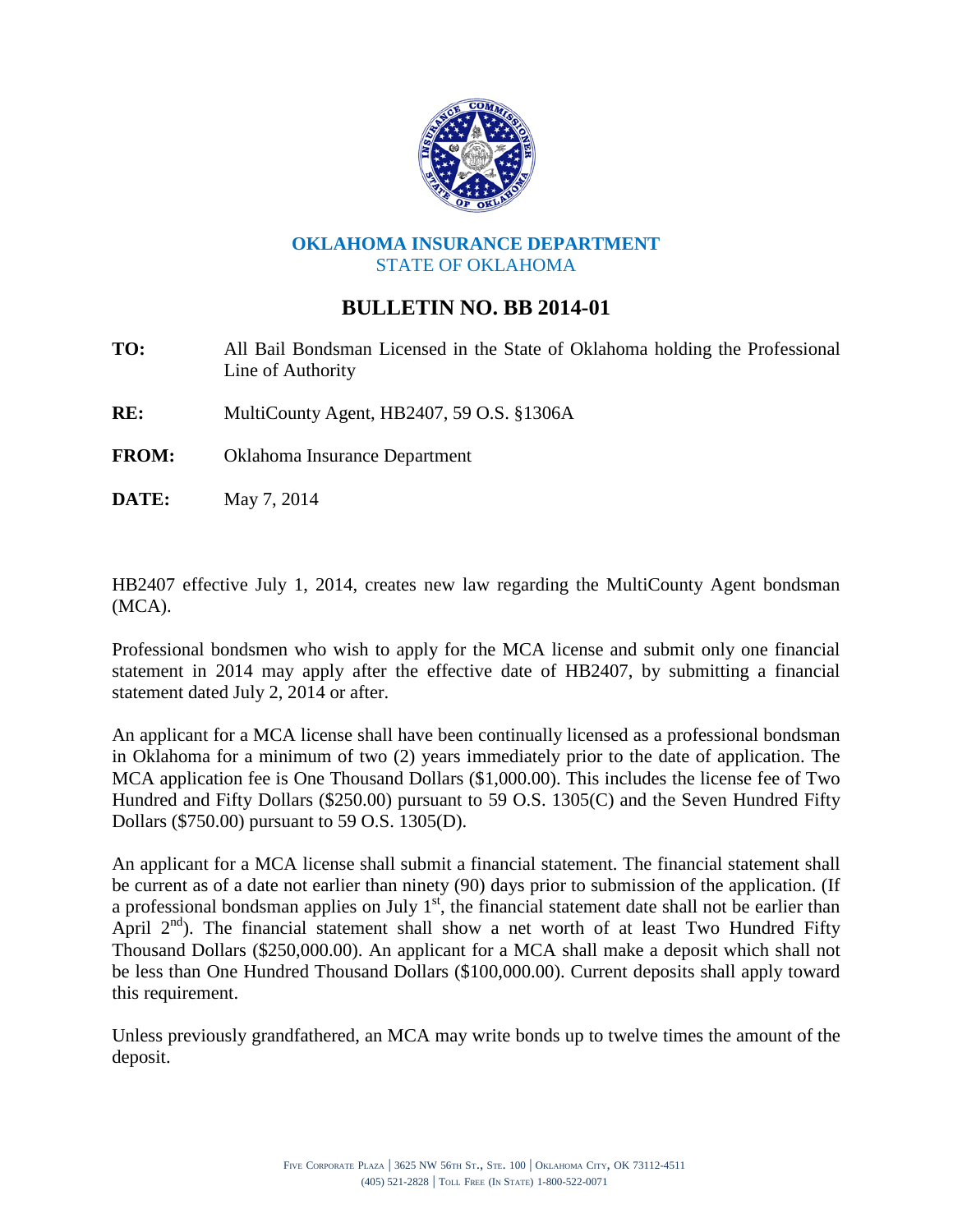**OKLAHOMA INSURANCE DEPARTMENT**
STATE OF OKLAHOMA

# BULLETIN NO. BB 2014-01

**TO:** All Bail Bondsman Licensed in the State of Oklahoma holding the Professional Line of Authority

**RE:** MultiCounty Agent, HB2407, 59 O.S. §1306A

**FROM:** Oklahoma Insurance Department

**DATE:** May 7, 2014

HB2407 effective July 1, 2014, creates new law regarding the MultiCounty Agent bondsman (MCA).

Professional bondsmen who wish to apply for the MCA license and submit only one financial statement in 2014 may apply after the effective date of HB2407, by submitting a financial statement dated July 2, 2014 or after.

An applicant for a MCA license shall have been continually licensed as a professional bondsman in Oklahoma for a minimum of two (2) years immediately prior to the date of application. The MCA application fee is One Thousand Dollars ($1,000.00). This includes the license fee of Two Hundred and Fifty Dollars ($250.00) pursuant to 59 O.S. 1305(C) and the Seven Hundred Fifty Dollars ($750.00) pursuant to 59 O.S. 1305(D).

An applicant for a MCA license shall submit a financial statement. The financial statement shall be current as of a date not earlier than ninety (90) days prior to submission of the application. (If a professional bondsman applies on July 1st, the financial statement date shall not be earlier than April 2nd). The financial statement shall show a net worth of at least Two Hundred Fifty Thousand Dollars ($250,000.00). An applicant for a MCA shall make a deposit which shall not be less than One Hundred Thousand Dollars ($100,000.00). Current deposits shall apply toward this requirement.

Unless previously grandfathered, an MCA may write bonds up to twelve times the amount of the deposit.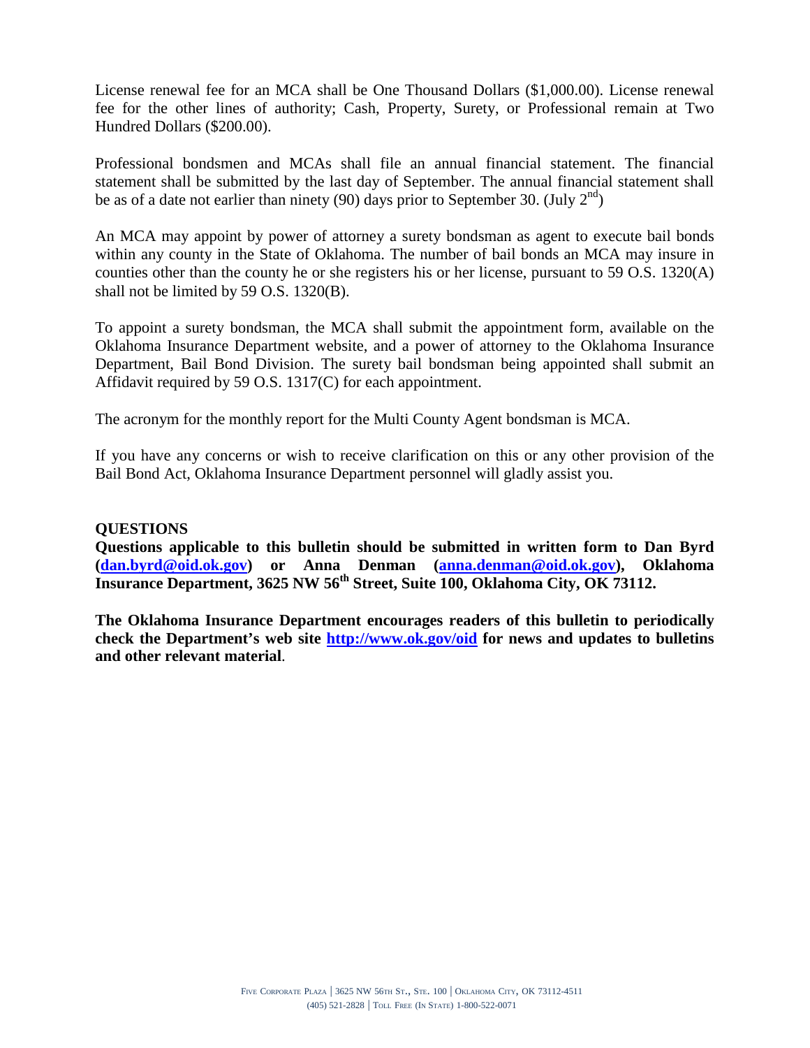License renewal fee for an MCA shall be One Thousand Dollars ($1,000.00). License renewal fee for the other lines of authority; Cash, Property, Surety, or Professional remain at Two Hundred Dollars ($200.00).

Professional bondsmen and MCAs shall file an annual financial statement. The financial statement shall be submitted by the last day of September. The annual financial statement shall be as of a date not earlier than ninety (90) days prior to September 30. (July 2nd)

An MCA may appoint by power of attorney a surety bondsman as agent to execute bail bonds within any county in the State of Oklahoma. The number of bail bonds an MCA may insure in counties other than the county he or she registers his or her license, pursuant to 59 O.S. 1320(A) shall not be limited by 59 O.S. 1320(B).

To appoint a surety bondsman, the MCA shall submit the appointment form, available on the Oklahoma Insurance Department website, and a power of attorney to the Oklahoma Insurance Department, Bail Bond Division. The surety bail bondsman being appointed shall submit an Affidavit required by 59 O.S. 1317(C) for each appointment.

The acronym for the monthly report for the Multi County Agent bondsman is MCA.

If you have any concerns or wish to receive clarification on this or any other provision of the Bail Bond Act, Oklahoma Insurance Department personnel will gladly assist you.

**QUESTIONS**

**Questions applicable to this bulletin should be submitted in written form to Dan Byrd ([dan.byrd@oid.ok.gov](mailto:dan.byrd@oid.ok.gov)) or Anna Denman ([anna.denman@oid.ok.gov](mailto:anna.denman@oid.ok.gov)), Oklahoma Insurance Department, 3625 NW 56th Street, Suite 100, Oklahoma City, OK 73112.**

**The Oklahoma Insurance Department encourages readers of this bulletin to periodically check the Department's web site [http://www.ok.gov/oid](http://www.ok.gov/oid) for news and updates to bulletins and other relevant material**.